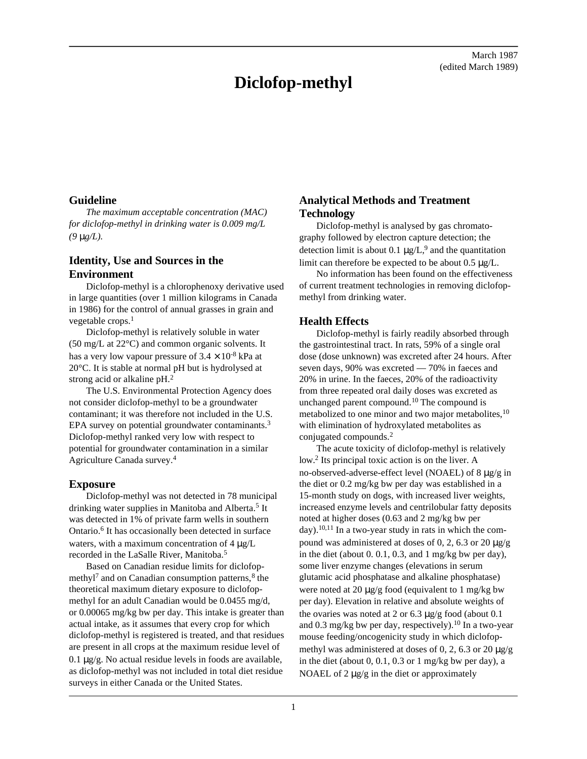March 1987
(edited March 1989)

# Diclofop-methyl

## Guideline

*The maximum acceptable concentration (MAC) for diclofop-methyl in drinking water is 0.009 mg/L (9 μg/L).*

## Identity, Use and Sources in the Environment

Diclofop-methyl is a chlorophenoxy derivative used in large quantities (over 1 million kilograms in Canada in 1986) for the control of annual grasses in grain and vegetable crops.[1]

Diclofop-methyl is relatively soluble in water (50 mg/L at 22°C) and common organic solvents. It has a very low vapour pressure of $3.4 \times 10^{-8}$ kPa at 20°C. It is stable at normal pH but is hydrolysed at strong acid or alkaline pH.[2]

The U.S. Environmental Protection Agency does not consider diclofop-methyl to be a groundwater contaminant; it was therefore not included in the U.S. EPA survey on potential groundwater contaminants.[3] Diclofop-methyl ranked very low with respect to potential for groundwater contamination in a similar Agriculture Canada survey.[4]

## Exposure

Diclofop-methyl was not detected in 78 municipal drinking water supplies in Manitoba and Alberta.[5] It was detected in 1% of private farm wells in southern Ontario.[6] It has occasionally been detected in surface waters, with a maximum concentration of 4 μg/L recorded in the LaSalle River, Manitoba.[5]

Based on Canadian residue limits for diclofop-methyl[7] and on Canadian consumption patterns,[8] the theoretical maximum dietary exposure to diclofop-methyl for an adult Canadian would be 0.0455 mg/d, or 0.00065 mg/kg bw per day. This intake is greater than actual intake, as it assumes that every crop for which diclofop-methyl is registered is treated, and that residues are present in all crops at the maximum residue level of 0.1 μg/g. No actual residue levels in foods are available, as diclofop-methyl was not included in total diet residue surveys in either Canada or the United States.

## Analytical Methods and Treatment Technology

Diclofop-methyl is analysed by gas chromatography followed by electron capture detection; the detection limit is about 0.1 μg/L,[9] and the quantitation limit can therefore be expected to be about 0.5 μg/L.

No information has been found on the effectiveness of current treatment technologies in removing diclofop-methyl from drinking water.

## Health Effects

Diclofop-methyl is fairly readily absorbed through the gastrointestinal tract. In rats, 59% of a single oral dose (dose unknown) was excreted after 24 hours. After seven days, 90% was excreted — 70% in faeces and 20% in urine. In the faeces, 20% of the radioactivity from three repeated oral daily doses was excreted as unchanged parent compound.[10] The compound is metabolized to one minor and two major metabolites,[10] with elimination of hydroxylated metabolites as conjugated compounds.[2]

The acute toxicity of diclofop-methyl is relatively low.[2] Its principal toxic action is on the liver. A no-observed-adverse-effect level (NOAEL) of 8 μg/g in the diet or 0.2 mg/kg bw per day was established in a 15-month study on dogs, with increased liver weights, increased enzyme levels and centrilobular fatty deposits noted at higher doses (0.63 and 2 mg/kg bw per day).[10,11] In a two-year study in rats in which the compound was administered at doses of 0, 2, 6.3 or 20 μg/g in the diet (about 0. 0.1, 0.3, and 1 mg/kg bw per day), some liver enzyme changes (elevations in serum glutamic acid phosphatase and alkaline phosphatase) were noted at 20 μg/g food (equivalent to 1 mg/kg bw per day). Elevation in relative and absolute weights of the ovaries was noted at 2 or 6.3 μg/g food (about 0.1 and 0.3 mg/kg bw per day, respectively).[10] In a two-year mouse feeding/oncogenicity study in which diclofop-methyl was administered at doses of 0, 2, 6.3 or 20 μg/g in the diet (about 0, 0.1, 0.3 or 1 mg/kg bw per day), a NOAEL of 2 μg/g in the diet or approximately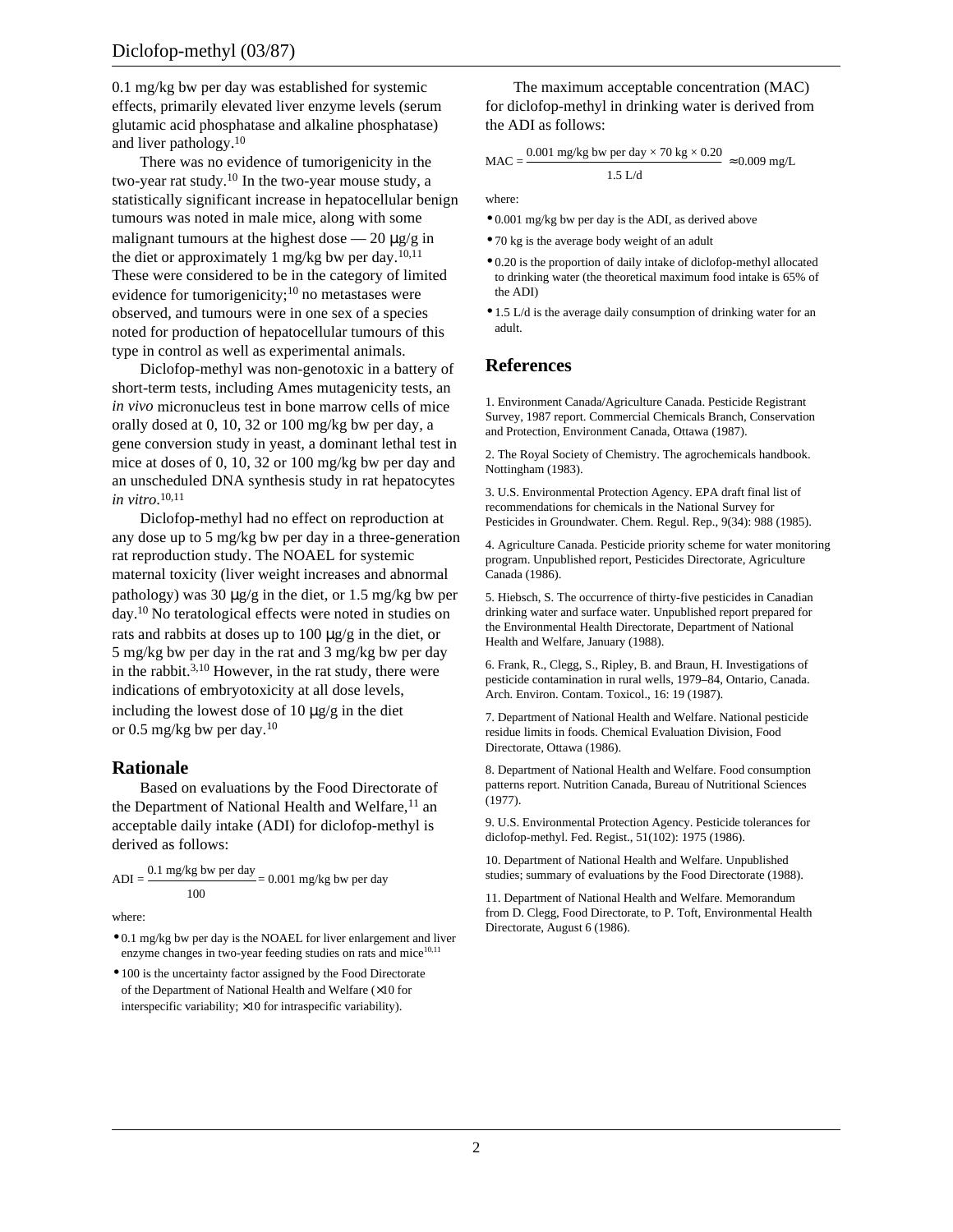0.1 mg/kg bw per day was established for systemic effects, primarily elevated liver enzyme levels (serum glutamic acid phosphatase and alkaline phosphatase) and liver pathology.[10]

There was no evidence of tumorigenicity in the two-year rat study.[10] In the two-year mouse study, a statistically significant increase in hepatocellular benign tumours was noted in male mice, along with some malignant tumours at the highest dose — 20 µg/g in the diet or approximately 1 mg/kg bw per day.[10,11] These were considered to be in the category of limited evidence for tumorigenicity;[10] no metastases were observed, and tumours were in one sex of a species noted for production of hepatocellular tumours of this type in control as well as experimental animals.

Diclofop-methyl was non-genotoxic in a battery of short-term tests, including Ames mutagenicity tests, an *in vivo* micronucleus test in bone marrow cells of mice orally dosed at 0, 10, 32 or 100 mg/kg bw per day, a gene conversion study in yeast, a dominant lethal test in mice at doses of 0, 10, 32 or 100 mg/kg bw per day and an unscheduled DNA synthesis study in rat hepatocytes *in vitro*.[10,11]

Diclofop-methyl had no effect on reproduction at any dose up to 5 mg/kg bw per day in a three-generation rat reproduction study. The NOAEL for systemic maternal toxicity (liver weight increases and abnormal pathology) was 30 µg/g in the diet, or 1.5 mg/kg bw per day.[10] No teratological effects were noted in studies on rats and rabbits at doses up to 100 µg/g in the diet, or 5 mg/kg bw per day in the rat and 3 mg/kg bw per day in the rabbit.[3,10] However, in the rat study, there were indications of embryotoxicity at all dose levels, including the lowest dose of 10 µg/g in the diet or 0.5 mg/kg bw per day.[10]

## Rationale

Based on evaluations by the Food Directorate of the Department of National Health and Welfare,[11] an acceptable daily intake (ADI) for diclofop-methyl is derived as follows:

$$\text{ADI} = \frac{0.1 \text{ mg/kg bw per day}}{100} = 0.001 \text{ mg/kg bw per day}$$

where:

- 0.1 mg/kg bw per day is the NOAEL for liver enlargement and liver enzyme changes in two-year feeding studies on rats and mice[10,11]
- 100 is the uncertainty factor assigned by the Food Directorate of the Department of National Health and Welfare (×10 for interspecific variability; ×10 for intraspecific variability).

The maximum acceptable concentration (MAC) for diclofop-methyl in drinking water is derived from the ADI as follows:

$$\text{MAC} = \frac{0.001 \text{ mg/kg bw per day} \times 70 \text{ kg} \times 0.20}{1.5 \text{ L/d}} \approx 0.009 \text{ mg/L}$$

where:

- 0.001 mg/kg bw per day is the ADI, as derived above
- 70 kg is the average body weight of an adult
- 0.20 is the proportion of daily intake of diclofop-methyl allocated to drinking water (the theoretical maximum food intake is 65% of the ADI)
- 1.5 L/d is the average daily consumption of drinking water for an adult.

## References

1. Environment Canada/Agriculture Canada. Pesticide Registrant Survey, 1987 report. Commercial Chemicals Branch, Conservation and Protection, Environment Canada, Ottawa (1987).

2. The Royal Society of Chemistry. The agrochemicals handbook. Nottingham (1983).

3. U.S. Environmental Protection Agency. EPA draft final list of recommendations for chemicals in the National Survey for Pesticides in Groundwater. Chem. Regul. Rep., 9(34): 988 (1985).

4. Agriculture Canada. Pesticide priority scheme for water monitoring program. Unpublished report, Pesticides Directorate, Agriculture Canada (1986).

5. Hiebsch, S. The occurrence of thirty-five pesticides in Canadian drinking water and surface water. Unpublished report prepared for the Environmental Health Directorate, Department of National Health and Welfare, January (1988).

6. Frank, R., Clegg, S., Ripley, B. and Braun, H. Investigations of pesticide contamination in rural wells, 1979–84, Ontario, Canada. Arch. Environ. Contam. Toxicol., 16: 19 (1987).

7. Department of National Health and Welfare. National pesticide residue limits in foods. Chemical Evaluation Division, Food Directorate, Ottawa (1986).

8. Department of National Health and Welfare. Food consumption patterns report. Nutrition Canada, Bureau of Nutritional Sciences (1977).

9. U.S. Environmental Protection Agency. Pesticide tolerances for diclofop-methyl. Fed. Regist., 51(102): 1975 (1986).

10. Department of National Health and Welfare. Unpublished studies; summary of evaluations by the Food Directorate (1988).

11. Department of National Health and Welfare. Memorandum from D. Clegg, Food Directorate, to P. Toft, Environmental Health Directorate, August 6 (1986).